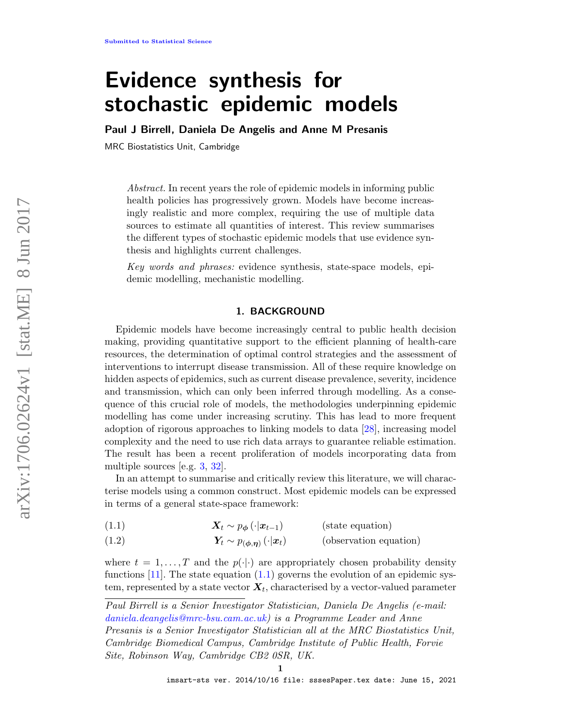# Evidence synthesis for stochastic epidemic models

**Paul J Birrell, Daniela De Angelis and Anne M Presanis**

MRC Biostatistics Unit, Cambridge

*Abstract.* In recent years the role of epidemic models in informing public health policies has progressively grown. Models have become increasingly realistic and more complex, requiring the use of multiple data sources to estimate all quantities of interest. This review summarises the different types of stochastic epidemic models that use evidence synthesis and highlights current challenges.

*Key words and phrases:* evidence synthesis, state-space models, epidemic modelling, mechanistic modelling.

## 1. BACKGROUND

Epidemic models have become increasingly central to public health decision making, providing quantitative support to the efficient planning of health-care resources, the determination of optimal control strategies and the assessment of interventions to interrupt disease transmission. All of these require knowledge on hidden aspects of epidemics, such as current disease prevalence, severity, incidence and transmission, which can only been inferred through modelling. As a consequence of this crucial role of models, the methodologies underpinning epidemic modelling has come under increasing scrutiny. This has lead to more frequent adoption of rigorous approaches to linking models to data [28], increasing model complexity and the need to use rich data arrays to guarantee reliable estimation. The result has been a recent proliferation of models incorporating data from multiple sources [e.g. 3, 32].

In an attempt to summarise and critically review this literature, we will characterise models using a common construct. Most epidemic models can be expressed in terms of a general state-space framework:

$$\boldsymbol{X}_t \sim p_{\boldsymbol{\phi}}\left(\cdot|\boldsymbol{x}_{t-1}\right) \qquad \text{(state equation)} \tag{1.1}$$

$$\boldsymbol{Y}_t \sim p_{(\boldsymbol{\phi},\boldsymbol{\eta})}\left(\cdot|\boldsymbol{x}_t\right) \qquad \text{(observation equation)} \tag{1.2}$$

where $t = 1, \ldots, T$ and the $p(\cdot|\cdot)$ are appropriately chosen probability density functions [11]. The state equation (1.1) governs the evolution of an epidemic system, represented by a state vector $\boldsymbol{X}_t$, characterised by a vector-valued parameter

Paul Birrell is a Senior Investigator Statistician, Daniela De Angelis (e-mail: daniela.deangelis@mrc-bsu.cam.ac.uk) is a Programme Leader and Anne Presanis is a Senior Investigator Statistician all at the MRC Biostatistics Unit, Cambridge Biomedical Campus, Cambridge Institute of Public Health, Forvie Site, Robinson Way, Cambridge CB2 0SR, UK.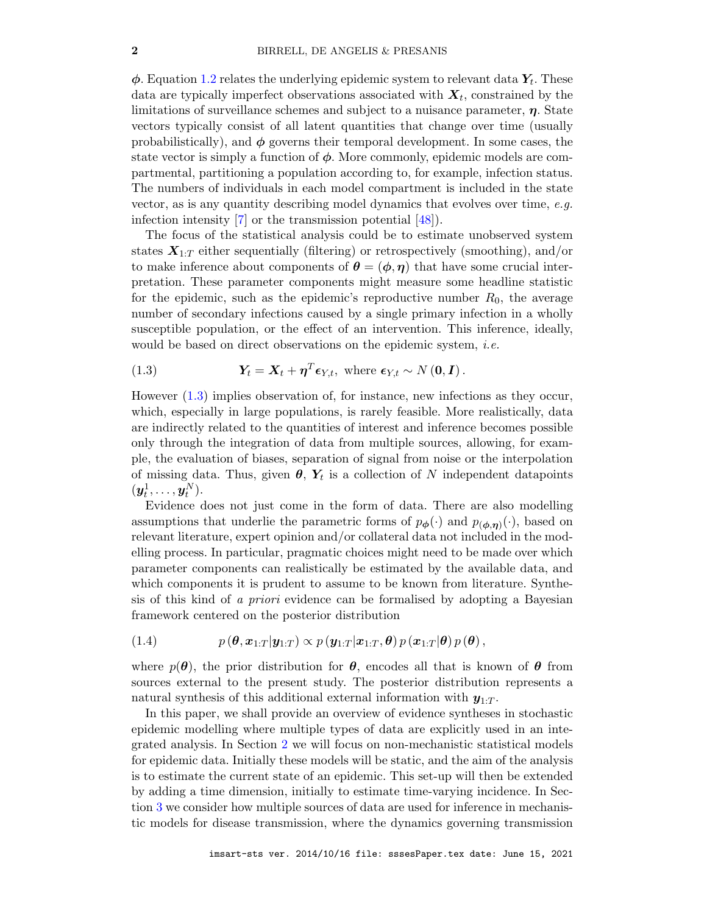$\boldsymbol{\phi}$. Equation 1.2 relates the underlying epidemic system to relevant data $\boldsymbol{Y}_t$. These data are typically imperfect observations associated with $\boldsymbol{X}_t$, constrained by the limitations of surveillance schemes and subject to a nuisance parameter, $\boldsymbol{\eta}$. State vectors typically consist of all latent quantities that change over time (usually probabilistically), and $\boldsymbol{\phi}$ governs their temporal development. In some cases, the state vector is simply a function of $\boldsymbol{\phi}$. More commonly, epidemic models are compartmental, partitioning a population according to, for example, infection status. The numbers of individuals in each model compartment is included in the state vector, as is any quantity describing model dynamics that evolves over time, *e.g.* infection intensity [7] or the transmission potential [48]).

The focus of the statistical analysis could be to estimate unobserved system states $\boldsymbol{X}_{1:T}$ either sequentially (filtering) or retrospectively (smoothing), and/or to make inference about components of $\boldsymbol{\theta} = (\boldsymbol{\phi}, \boldsymbol{\eta})$ that have some crucial interpretation. These parameter components might measure some headline statistic for the epidemic, such as the epidemic's reproductive number $R_0$, the average number of secondary infections caused by a single primary infection in a wholly susceptible population, or the effect of an intervention. This inference, ideally, would be based on direct observations on the epidemic system, *i.e.*

$$\boldsymbol{Y}_t = \boldsymbol{X}_t + \boldsymbol{\eta}^T \boldsymbol{\epsilon}_{Y,t}, \text{ where } \boldsymbol{\epsilon}_{Y,t} \sim N\left(\boldsymbol{0}, \boldsymbol{I}\right). \tag{1.3}$$

However (1.3) implies observation of, for instance, new infections as they occur, which, especially in large populations, is rarely feasible. More realistically, data are indirectly related to the quantities of interest and inference becomes possible only through the integration of data from multiple sources, allowing, for example, the evaluation of biases, separation of signal from noise or the interpolation of missing data. Thus, given $\boldsymbol{\theta}$, $\boldsymbol{Y}_t$ is a collection of $N$ independent datapoints $(\boldsymbol{y}_t^1, \ldots, \boldsymbol{y}_t^N)$.

Evidence does not just come in the form of data. There are also modelling assumptions that underlie the parametric forms of $p_{\boldsymbol{\phi}}(\cdot)$ and $p_{(\boldsymbol{\phi},\boldsymbol{\eta})}(\cdot)$, based on relevant literature, expert opinion and/or collateral data not included in the modelling process. In particular, pragmatic choices might need to be made over which parameter components can realistically be estimated by the available data, and which components it is prudent to assume to be known from literature. Synthesis of this kind of *a priori* evidence can be formalised by adopting a Bayesian framework centered on the posterior distribution

$$p\left(\boldsymbol{\theta}, \boldsymbol{x}_{1:T} | \boldsymbol{y}_{1:T}\right) \propto p\left(\boldsymbol{y}_{1:T} | \boldsymbol{x}_{1:T}, \boldsymbol{\theta}\right) p\left(\boldsymbol{x}_{1:T} | \boldsymbol{\theta}\right) p\left(\boldsymbol{\theta}\right), \tag{1.4}$$

where $p(\boldsymbol{\theta})$, the prior distribution for $\boldsymbol{\theta}$, encodes all that is known of $\boldsymbol{\theta}$ from sources external to the present study. The posterior distribution represents a natural synthesis of this additional external information with $\boldsymbol{y}_{1:T}$.

In this paper, we shall provide an overview of evidence syntheses in stochastic epidemic modelling where multiple types of data are explicitly used in an integrated analysis. In Section 2 we will focus on non-mechanistic statistical models for epidemic data. Initially these models will be static, and the aim of the analysis is to estimate the current state of an epidemic. This set-up will then be extended by adding a time dimension, initially to estimate time-varying incidence. In Section 3 we consider how multiple sources of data are used for inference in mechanistic models for disease transmission, where the dynamics governing transmission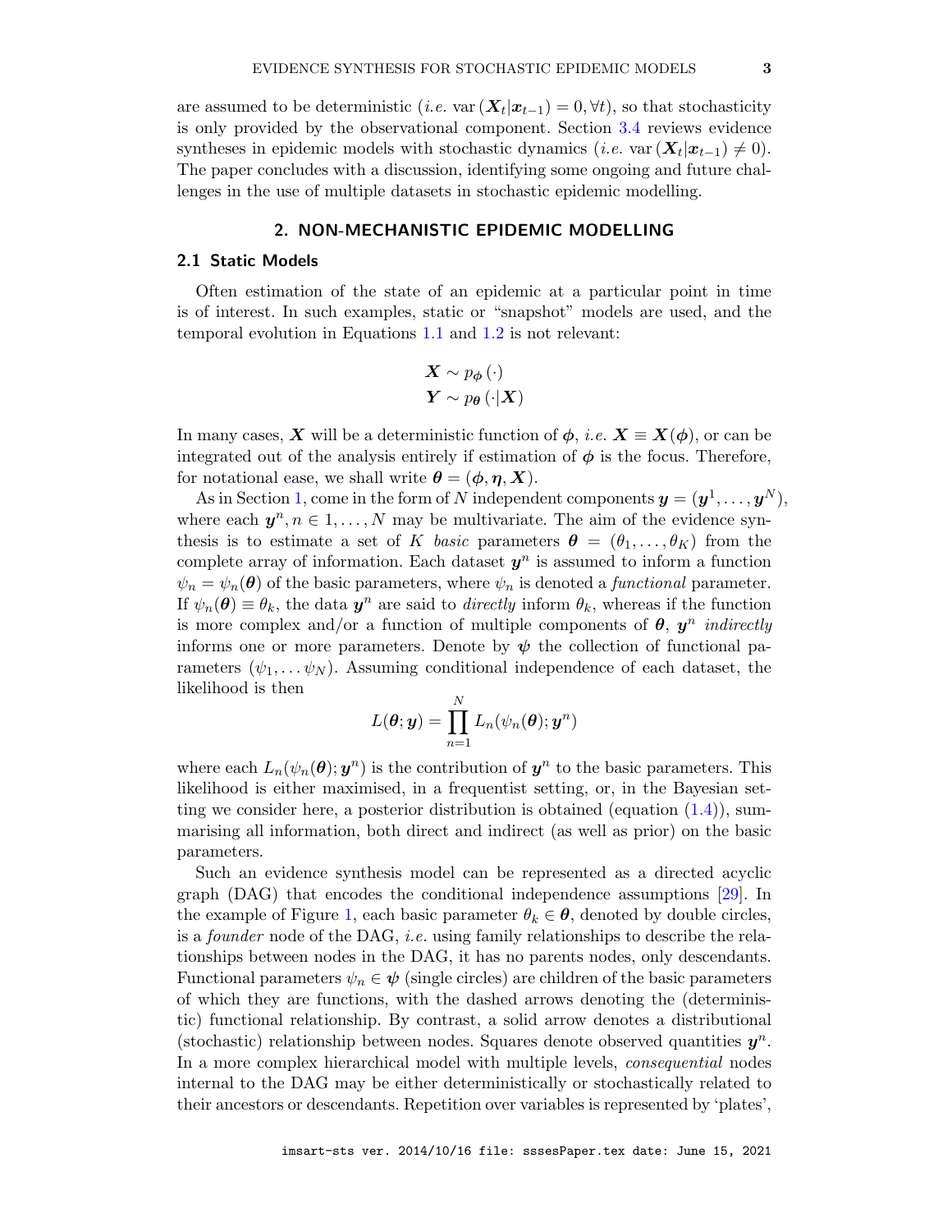are assumed to be deterministic (*i.e.* $\text{var}(\boldsymbol{X}_t|\boldsymbol{x}_{t-1}) = 0, \forall t$), so that stochasticity is only provided by the observational component. Section 3.4 reviews evidence syntheses in epidemic models with stochastic dynamics (*i.e.* $\text{var}(\boldsymbol{X}_t|\boldsymbol{x}_{t-1}) \neq 0$). The paper concludes with a discussion, identifying some ongoing and future challenges in the use of multiple datasets in stochastic epidemic modelling.

## 2. NON-MECHANISTIC EPIDEMIC MODELLING

### 2.1 Static Models

Often estimation of the state of an epidemic at a particular point in time is of interest. In such examples, static or "snapshot" models are used, and the temporal evolution in Equations 1.1 and 1.2 is not relevant:

$$\boldsymbol{X} \sim p_{\boldsymbol{\phi}}(\cdot)$$
$$\boldsymbol{Y} \sim p_{\boldsymbol{\theta}}(\cdot|\boldsymbol{X})$$

In many cases, $\boldsymbol{X}$ will be a deterministic function of $\boldsymbol{\phi}$, *i.e.* $\boldsymbol{X} \equiv \boldsymbol{X}(\boldsymbol{\phi})$, or can be integrated out of the analysis entirely if estimation of $\boldsymbol{\phi}$ is the focus. Therefore, for notational ease, we shall write $\boldsymbol{\theta} = (\boldsymbol{\phi}, \boldsymbol{\eta}, \boldsymbol{X})$.

As in Section 1, come in the form of $N$ independent components $\boldsymbol{y} = (\boldsymbol{y}^1, \dots, \boldsymbol{y}^N)$, where each $\boldsymbol{y}^n, n \in 1, \dots, N$ may be multivariate. The aim of the evidence synthesis is to estimate a set of $K$ *basic* parameters $\boldsymbol{\theta} = (\theta_1, \dots, \theta_K)$ from the complete array of information. Each dataset $\boldsymbol{y}^n$ is assumed to inform a function $\psi_n = \psi_n(\boldsymbol{\theta})$ of the basic parameters, where $\psi_n$ is denoted a *functional* parameter. If $\psi_n(\boldsymbol{\theta}) \equiv \theta_k$, the data $\boldsymbol{y}^n$ are said to *directly* inform $\theta_k$, whereas if the function is more complex and/or a function of multiple components of $\boldsymbol{\theta}$, $\boldsymbol{y}^n$ *indirectly* informs one or more parameters. Denote by $\boldsymbol{\psi}$ the collection of functional parameters $(\psi_1, \dots \psi_N)$. Assuming conditional independence of each dataset, the likelihood is then

$$L(\boldsymbol{\theta}; \boldsymbol{y}) = \prod_{n=1}^{N} L_n(\psi_n(\boldsymbol{\theta}); \boldsymbol{y}^n)$$

where each $L_n(\psi_n(\boldsymbol{\theta}); \boldsymbol{y}^n)$ is the contribution of $\boldsymbol{y}^n$ to the basic parameters. This likelihood is either maximised, in a frequentist setting, or, in the Bayesian setting we consider here, a posterior distribution is obtained (equation (1.4)), summarising all information, both direct and indirect (as well as prior) on the basic parameters.

Such an evidence synthesis model can be represented as a directed acyclic graph (DAG) that encodes the conditional independence assumptions [29]. In the example of Figure 1, each basic parameter $\theta_k \in \boldsymbol{\theta}$, denoted by double circles, is a *founder* node of the DAG, *i.e.* using family relationships to describe the relationships between nodes in the DAG, it has no parents nodes, only descendants. Functional parameters $\psi_n \in \boldsymbol{\psi}$ (single circles) are children of the basic parameters of which they are functions, with the dashed arrows denoting the (deterministic) functional relationship. By contrast, a solid arrow denotes a distributional (stochastic) relationship between nodes. Squares denote observed quantities $\boldsymbol{y}^n$. In a more complex hierarchical model with multiple levels, *consequential* nodes internal to the DAG may be either deterministically or stochastically related to their ancestors or descendants. Repetition over variables is represented by 'plates',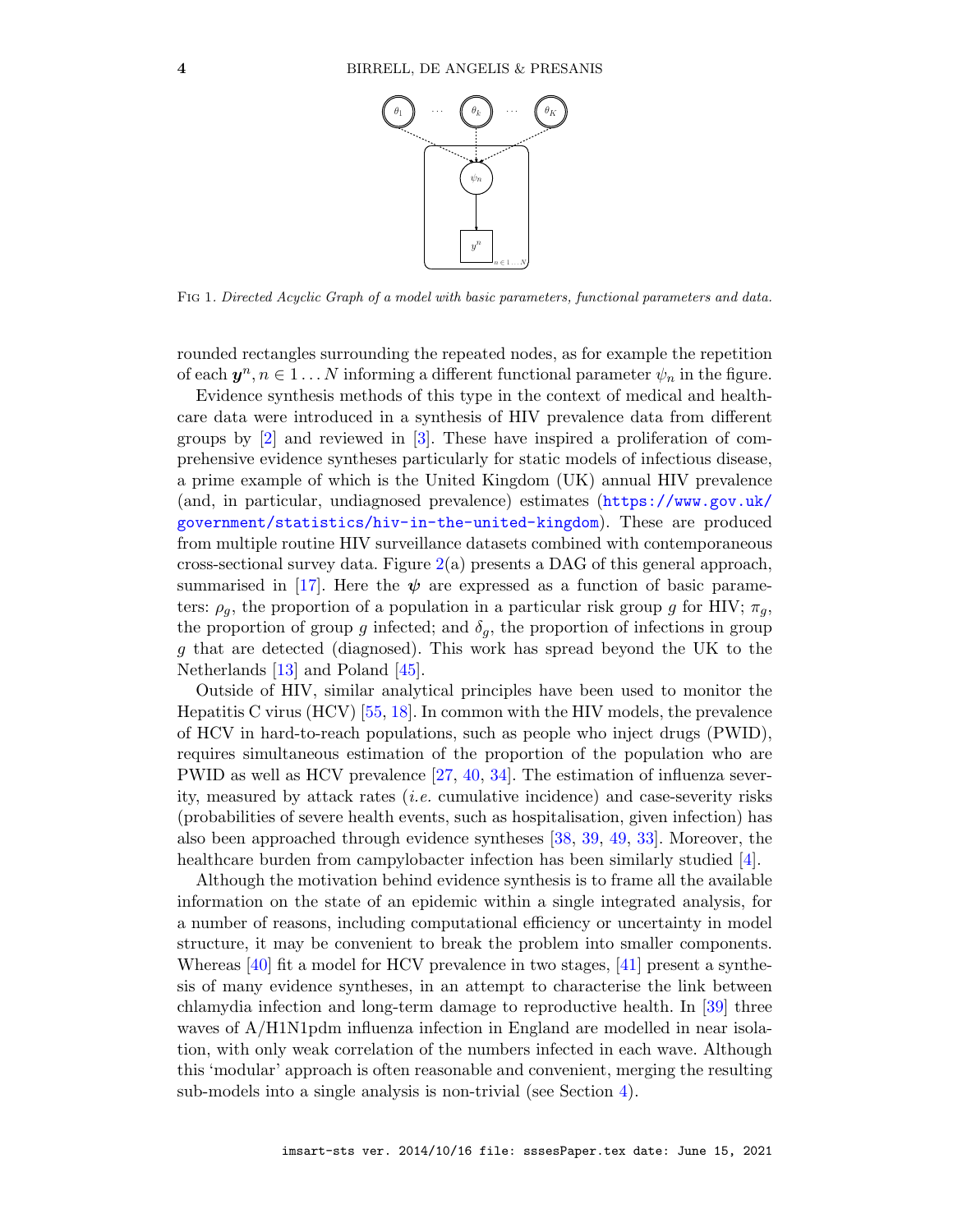Fig 1. *Directed Acyclic Graph of a model with basic parameters, functional parameters and data.*

rounded rectangles surrounding the repeated nodes, as for example the repetition of each $\boldsymbol{y}^n, n \in 1 \dots N$ informing a different functional parameter $\psi_n$ in the figure.

Evidence synthesis methods of this type in the context of medical and healthcare data were introduced in a synthesis of HIV prevalence data from different groups by [2] and reviewed in [3]. These have inspired a proliferation of comprehensive evidence syntheses particularly for static models of infectious disease, a prime example of which is the United Kingdom (UK) annual HIV prevalence (and, in particular, undiagnosed prevalence) estimates (https://www.gov.uk/government/statistics/hiv-in-the-united-kingdom). These are produced from multiple routine HIV surveillance datasets combined with contemporaneous cross-sectional survey data. Figure 2(a) presents a DAG of this general approach, summarised in [17]. Here the $\boldsymbol{\psi}$ are expressed as a function of basic parameters: $\rho_g$, the proportion of a population in a particular risk group $g$ for HIV; $\pi_g$, the proportion of group $g$ infected; and $\delta_g$, the proportion of infections in group $g$ that are detected (diagnosed). This work has spread beyond the UK to the Netherlands [13] and Poland [45].

Outside of HIV, similar analytical principles have been used to monitor the Hepatitis C virus (HCV) [55, 18]. In common with the HIV models, the prevalence of HCV in hard-to-reach populations, such as people who inject drugs (PWID), requires simultaneous estimation of the proportion of the population who are PWID as well as HCV prevalence [27, 40, 34]. The estimation of influenza severity, measured by attack rates (*i.e.* cumulative incidence) and case-severity risks (probabilities of severe health events, such as hospitalisation, given infection) has also been approached through evidence syntheses [38, 39, 49, 33]. Moreover, the healthcare burden from campylobacter infection has been similarly studied [4].

Although the motivation behind evidence synthesis is to frame all the available information on the state of an epidemic within a single integrated analysis, for a number of reasons, including computational efficiency or uncertainty in model structure, it may be convenient to break the problem into smaller components. Whereas [40] fit a model for HCV prevalence in two stages, [41] present a synthesis of many evidence syntheses, in an attempt to characterise the link between chlamydia infection and long-term damage to reproductive health. In [39] three waves of A/H1N1pdm influenza infection in England are modelled in near isolation, with only weak correlation of the numbers infected in each wave. Although this 'modular' approach is often reasonable and convenient, merging the resulting sub-models into a single analysis is non-trivial (see Section 4).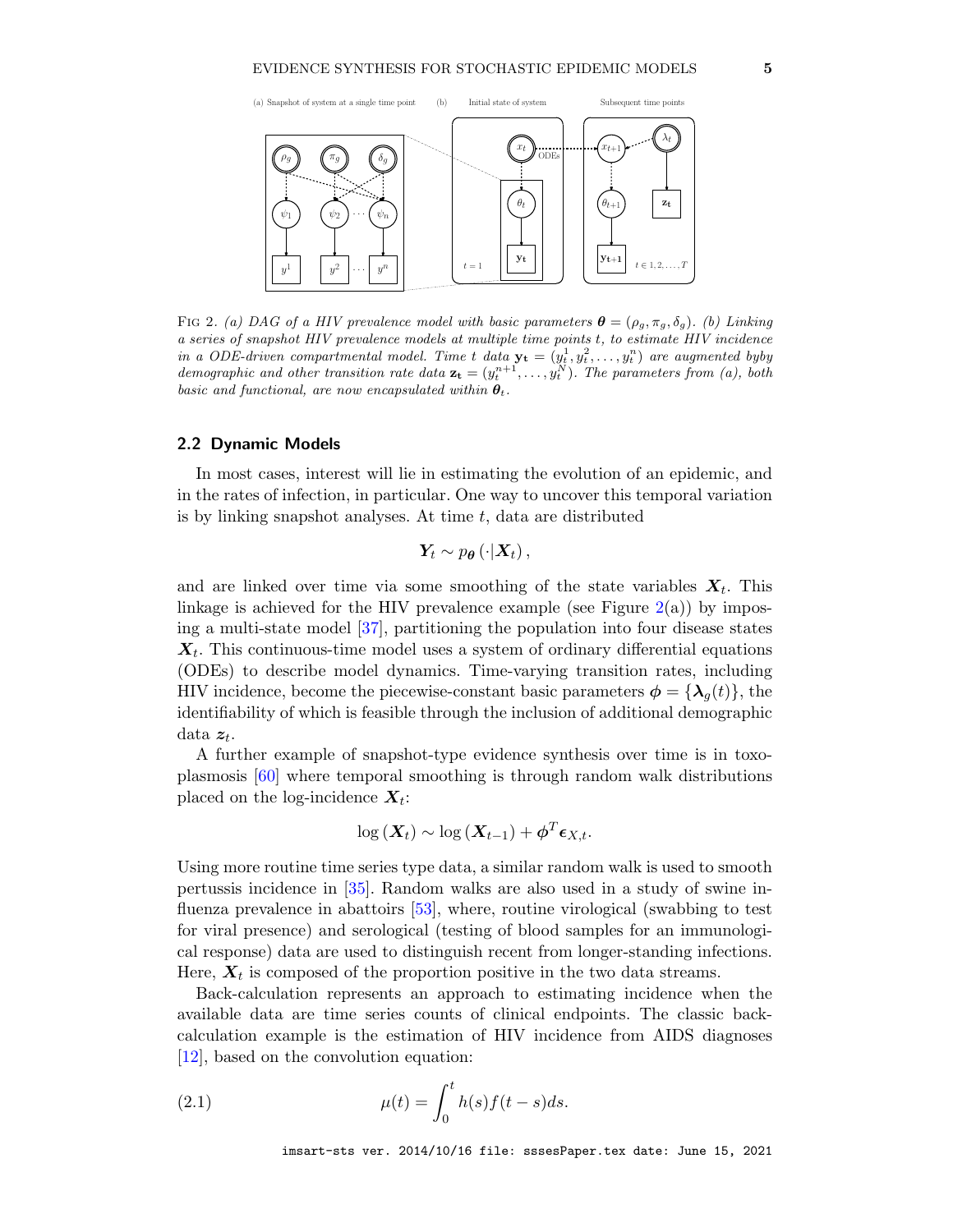FIG 2. *(a) DAG of a HIV prevalence model with basic parameters $\boldsymbol{\theta} = (\rho_g, \pi_g, \delta_g)$. (b) Linking a series of snapshot HIV prevalence models at multiple time points $t$, to estimate HIV incidence in an ODE-driven compartmental model. Time $t$ data $\mathbf{y_t} = (y_t^1, y_t^2, \ldots, y_t^n)$ are augmented byby demographic and other transition rate data $\mathbf{z_t} = (y_t^{n+1}, \ldots, y_t^N)$. The parameters from (a), both basic and functional, are now encapsulated within $\boldsymbol{\theta}_t$.*

## 2.2 Dynamic Models

In most cases, interest will lie in estimating the evolution of an epidemic, and in the rates of infection, in particular. One way to uncover this temporal variation is by linking snapshot analyses. At time $t$, data are distributed

$$\boldsymbol{Y}_t \sim p_{\boldsymbol{\theta}}\left(\cdot|\boldsymbol{X}_t\right),$$

and are linked over time via some smoothing of the state variables $\boldsymbol{X}_t$. This linkage is achieved for the HIV prevalence example (see Figure 2(a)) by imposing a multi-state model [37], partitioning the population into four disease states $\boldsymbol{X}_t$. This continuous-time model uses a system of ordinary differential equations (ODEs) to describe model dynamics. Time-varying transition rates, including HIV incidence, become the piecewise-constant basic parameters $\boldsymbol{\phi} = \{\boldsymbol{\lambda}_g(t)\}$, the identifiability of which is feasible through the inclusion of additional demographic data $\boldsymbol{z}_t$.

A further example of snapshot-type evidence synthesis over time is in toxoplasmosis [60] where temporal smoothing is through random walk distributions placed on the log-incidence $\boldsymbol{X}_t$:

$$\log\left(\boldsymbol{X}_t\right) \sim \log\left(\boldsymbol{X}_{t-1}\right) + \boldsymbol{\phi}^T \boldsymbol{\epsilon}_{X,t}.$$

Using more routine time series type data, a similar random walk is used to smooth pertussis incidence in [35]. Random walks are also used in a study of swine influenza prevalence in abattoirs [53], where, routine virological (swabbing to test for viral presence) and serological (testing of blood samples for an immunological response) data are used to distinguish recent from longer-standing infections. Here, $\boldsymbol{X}_t$ is composed of the proportion positive in the two data streams.

Back-calculation represents an approach to estimating incidence when the available data are time series counts of clinical endpoints. The classic back-calculation example is the estimation of HIV incidence from AIDS diagnoses [12], based on the convolution equation:

$$\mu(t) = \int_0^t h(s)f(t-s)ds. \tag{2.1}$$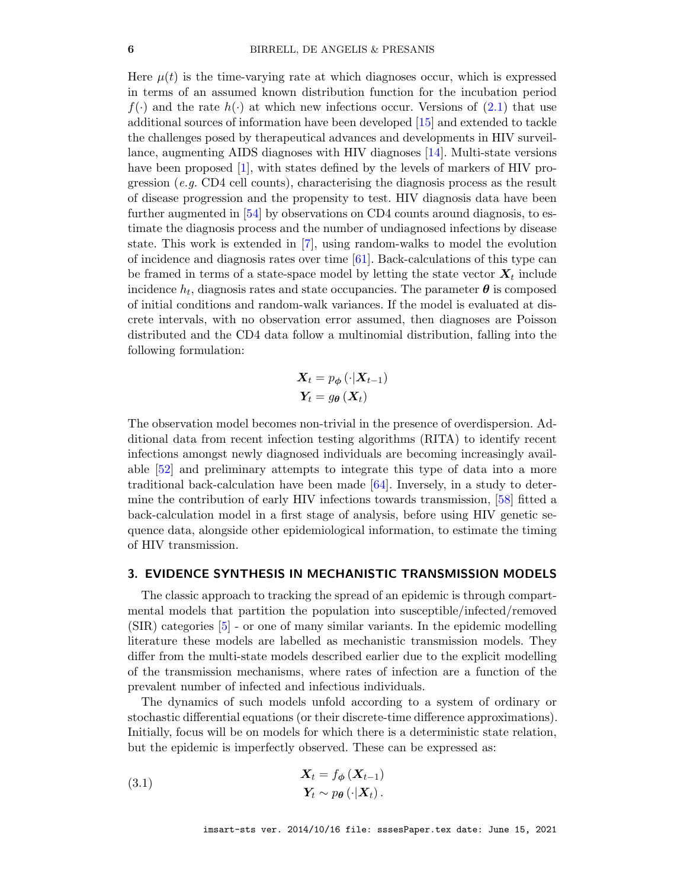Here $\mu(t)$ is the time-varying rate at which diagnoses occur, which is expressed in terms of an assumed known distribution function for the incubation period $f(\cdot)$ and the rate $h(\cdot)$ at which new infections occur. Versions of (2.1) that use additional sources of information have been developed [15] and extended to tackle the challenges posed by therapeutical advances and developments in HIV surveillance, augmenting AIDS diagnoses with HIV diagnoses [14]. Multi-state versions have been proposed [1], with states defined by the levels of markers of HIV progression (*e.g.* CD4 cell counts), characterising the diagnosis process as the result of disease progression and the propensity to test. HIV diagnosis data have been further augmented in [54] by observations on CD4 counts around diagnosis, to estimate the diagnosis process and the number of undiagnosed infections by disease state. This work is extended in [7], using random-walks to model the evolution of incidence and diagnosis rates over time [61]. Back-calculations of this type can be framed in terms of a state-space model by letting the state vector $\boldsymbol{X}_t$ include incidence $h_t$, diagnosis rates and state occupancies. The parameter $\boldsymbol{\theta}$ is composed of initial conditions and random-walk variances. If the model is evaluated at discrete intervals, with no observation error assumed, then diagnoses are Poisson distributed and the CD4 data follow a multinomial distribution, falling into the following formulation:

$$
\begin{aligned}
\boldsymbol{X}_t &= p_{\boldsymbol{\phi}}\left(\cdot|\boldsymbol{X}_{t-1}\right) \\
\boldsymbol{Y}_t &= g_{\boldsymbol{\theta}}\left(\boldsymbol{X}_t\right)
\end{aligned}
$$

The observation model becomes non-trivial in the presence of overdispersion. Additional data from recent infection testing algorithms (RITA) to identify recent infections amongst newly diagnosed individuals are becoming increasingly available [52] and preliminary attempts to integrate this type of data into a more traditional back-calculation have been made [64]. Inversely, in a study to determine the contribution of early HIV infections towards transmission, [58] fitted a back-calculation model in a first stage of analysis, before using HIV genetic sequence data, alongside other epidemiological information, to estimate the timing of HIV transmission.

## 3. EVIDENCE SYNTHESIS IN MECHANISTIC TRANSMISSION MODELS

The classic approach to tracking the spread of an epidemic is through compartmental models that partition the population into susceptible/infected/removed (SIR) categories [5] - or one of many similar variants. In the epidemic modelling literature these models are labelled as mechanistic transmission models. They differ from the multi-state models described earlier due to the explicit modelling of the transmission mechanisms, where rates of infection are a function of the prevalent number of infected and infectious individuals.

The dynamics of such models unfold according to a system of ordinary or stochastic differential equations (or their discrete-time difference approximations). Initially, focus will be on models for which there is a deterministic state relation, but the epidemic is imperfectly observed. These can be expressed as:

$$
\begin{aligned}
\boldsymbol{X}_t &= f_{\boldsymbol{\phi}}\left(\boldsymbol{X}_{t-1}\right) \\
\boldsymbol{Y}_t &\sim p_{\boldsymbol{\theta}}\left(\cdot|\boldsymbol{X}_t\right).
\end{aligned}
\tag{3.1}
$$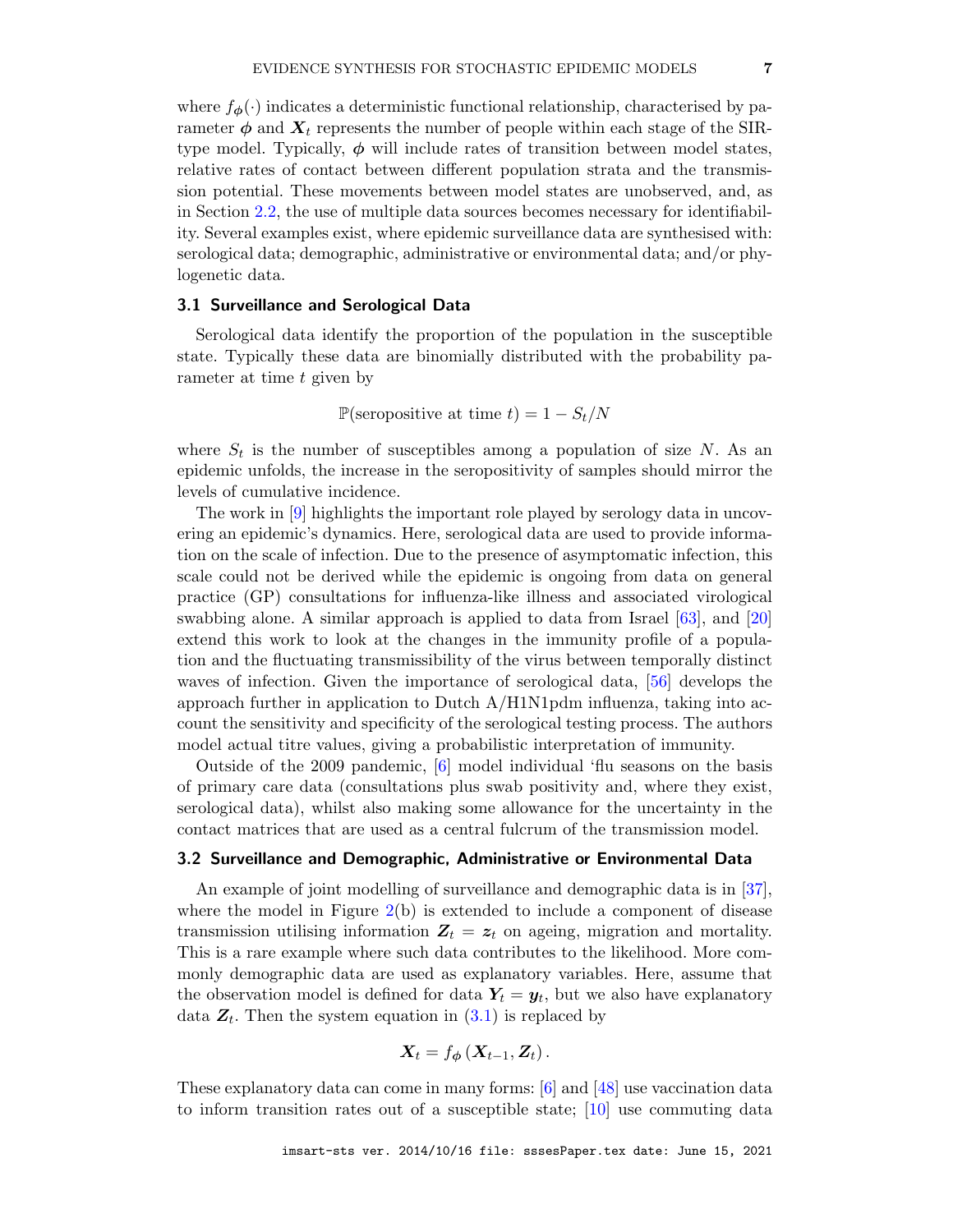where $f_{\boldsymbol{\phi}}(\cdot)$ indicates a deterministic functional relationship, characterised by parameter $\boldsymbol{\phi}$ and $\boldsymbol{X}_t$ represents the number of people within each stage of the SIR-type model. Typically, $\boldsymbol{\phi}$ will include rates of transition between model states, relative rates of contact between different population strata and the transmission potential. These movements between model states are unobserved, and, as in Section 2.2, the use of multiple data sources becomes necessary for identifiability. Several examples exist, where epidemic surveillance data are synthesised with: serological data; demographic, administrative or environmental data; and/or phylogenetic data.

### 3.1 Surveillance and Serological Data

Serological data identify the proportion of the population in the susceptible state. Typically these data are binomially distributed with the probability parameter at time $t$ given by

$$\mathbb{P}(\text{seropositive at time } t) = 1 - S_t/N$$

where $S_t$ is the number of susceptibles among a population of size $N$. As an epidemic unfolds, the increase in the seropositivity of samples should mirror the levels of cumulative incidence.

The work in [9] highlights the important role played by serology data in uncovering an epidemic's dynamics. Here, serological data are used to provide information on the scale of infection. Due to the presence of asymptomatic infection, this scale could not be derived while the epidemic is ongoing from data on general practice (GP) consultations for influenza-like illness and associated virological swabbing alone. A similar approach is applied to data from Israel [63], and [20] extend this work to look at the changes in the immunity profile of a population and the fluctuating transmissibility of the virus between temporally distinct waves of infection. Given the importance of serological data, [56] develops the approach further in application to Dutch A/H1N1pdm influenza, taking into account the sensitivity and specificity of the serological testing process. The authors model actual titre values, giving a probabilistic interpretation of immunity.

Outside of the 2009 pandemic, [6] model individual 'flu seasons on the basis of primary care data (consultations plus swab positivity and, where they exist, serological data), whilst also making some allowance for the uncertainty in the contact matrices that are used as a central fulcrum of the transmission model.

### 3.2 Surveillance and Demographic, Administrative or Environmental Data

An example of joint modelling of surveillance and demographic data is in [37], where the model in Figure 2(b) is extended to include a component of disease transmission utilising information $\boldsymbol{Z}_t = \boldsymbol{z}_t$ on ageing, migration and mortality. This is a rare example where such data contributes to the likelihood. More commonly demographic data are used as explanatory variables. Here, assume that the observation model is defined for data $\boldsymbol{Y}_t = \boldsymbol{y}_t$, but we also have explanatory data $\boldsymbol{Z}_t$. Then the system equation in (3.1) is replaced by

$$\boldsymbol{X}_t = f_{\boldsymbol{\phi}}\left(\boldsymbol{X}_{t-1}, \boldsymbol{Z}_t\right).$$

These explanatory data can come in many forms: [6] and [48] use vaccination data to inform transition rates out of a susceptible state; [10] use commuting data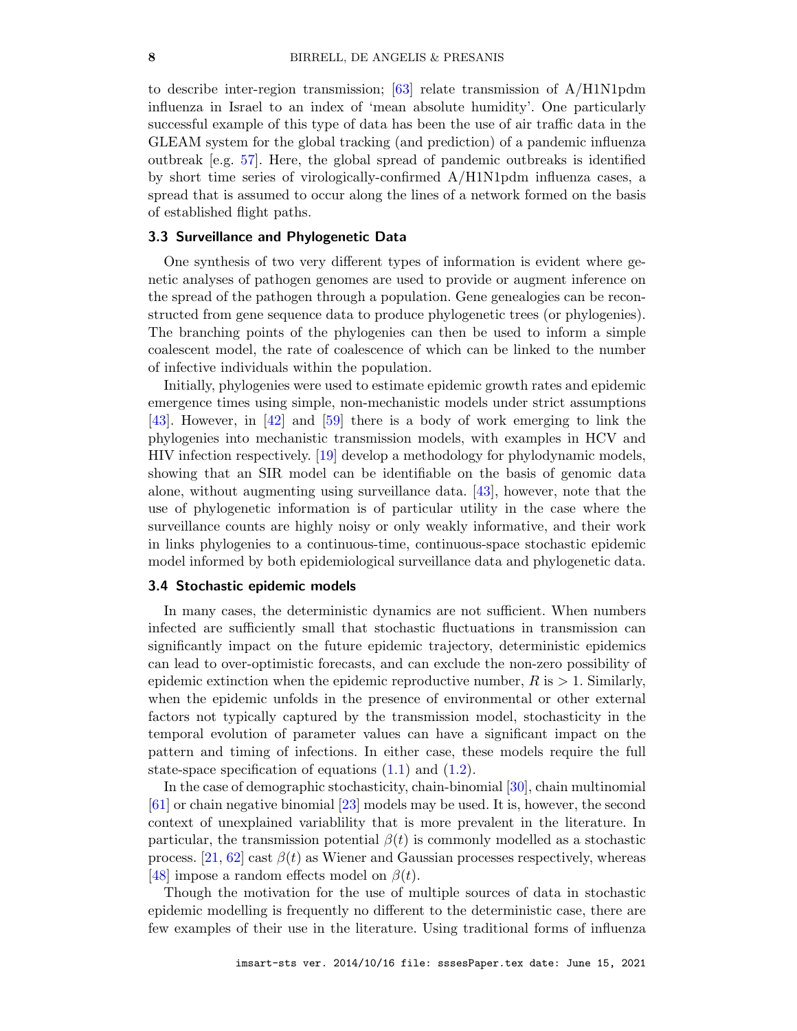to describe inter-region transmission; [63] relate transmission of A/H1N1pdm influenza in Israel to an index of 'mean absolute humidity'. One particularly successful example of this type of data has been the use of air traffic data in the GLEAM system for the global tracking (and prediction) of a pandemic influenza outbreak [e.g. 57]. Here, the global spread of pandemic outbreaks is identified by short time series of virologically-confirmed A/H1N1pdm influenza cases, a spread that is assumed to occur along the lines of a network formed on the basis of established flight paths.

### 3.3 Surveillance and Phylogenetic Data

One synthesis of two very different types of information is evident where genetic analyses of pathogen genomes are used to provide or augment inference on the spread of the pathogen through a population. Gene genealogies can be reconstructed from gene sequence data to produce phylogenetic trees (or phylogenies). The branching points of the phylogenies can then be used to inform a simple coalescent model, the rate of coalescence of which can be linked to the number of infective individuals within the population.

Initially, phylogenies were used to estimate epidemic growth rates and epidemic emergence times using simple, non-mechanistic models under strict assumptions [43]. However, in [42] and [59] there is a body of work emerging to link the phylogenies into mechanistic transmission models, with examples in HCV and HIV infection respectively. [19] develop a methodology for phylodynamic models, showing that an SIR model can be identifiable on the basis of genomic data alone, without augmenting using surveillance data. [43], however, note that the use of phylogenetic information is of particular utility in the case where the surveillance counts are highly noisy or only weakly informative, and their work in links phylogenies to a continuous-time, continuous-space stochastic epidemic model informed by both epidemiological surveillance data and phylogenetic data.

### 3.4 Stochastic epidemic models

In many cases, the deterministic dynamics are not sufficient. When numbers infected are sufficiently small that stochastic fluctuations in transmission can significantly impact on the future epidemic trajectory, deterministic epidemics can lead to over-optimistic forecasts, and can exclude the non-zero possibility of epidemic extinction when the epidemic reproductive number, $R$ is $> 1$. Similarly, when the epidemic unfolds in the presence of environmental or other external factors not typically captured by the transmission model, stochasticity in the temporal evolution of parameter values can have a significant impact on the pattern and timing of infections. In either case, these models require the full state-space specification of equations (1.1) and (1.2).

In the case of demographic stochasticity, chain-binomial [30], chain multinomial [61] or chain negative binomial [23] models may be used. It is, however, the second context of unexplained variablility that is more prevalent in the literature. In particular, the transmission potential $\beta(t)$ is commonly modelled as a stochastic process. [21, 62] cast $\beta(t)$ as Wiener and Gaussian processes respectively, whereas [48] impose a random effects model on $\beta(t)$.

Though the motivation for the use of multiple sources of data in stochastic epidemic modelling is frequently no different to the deterministic case, there are few examples of their use in the literature. Using traditional forms of influenza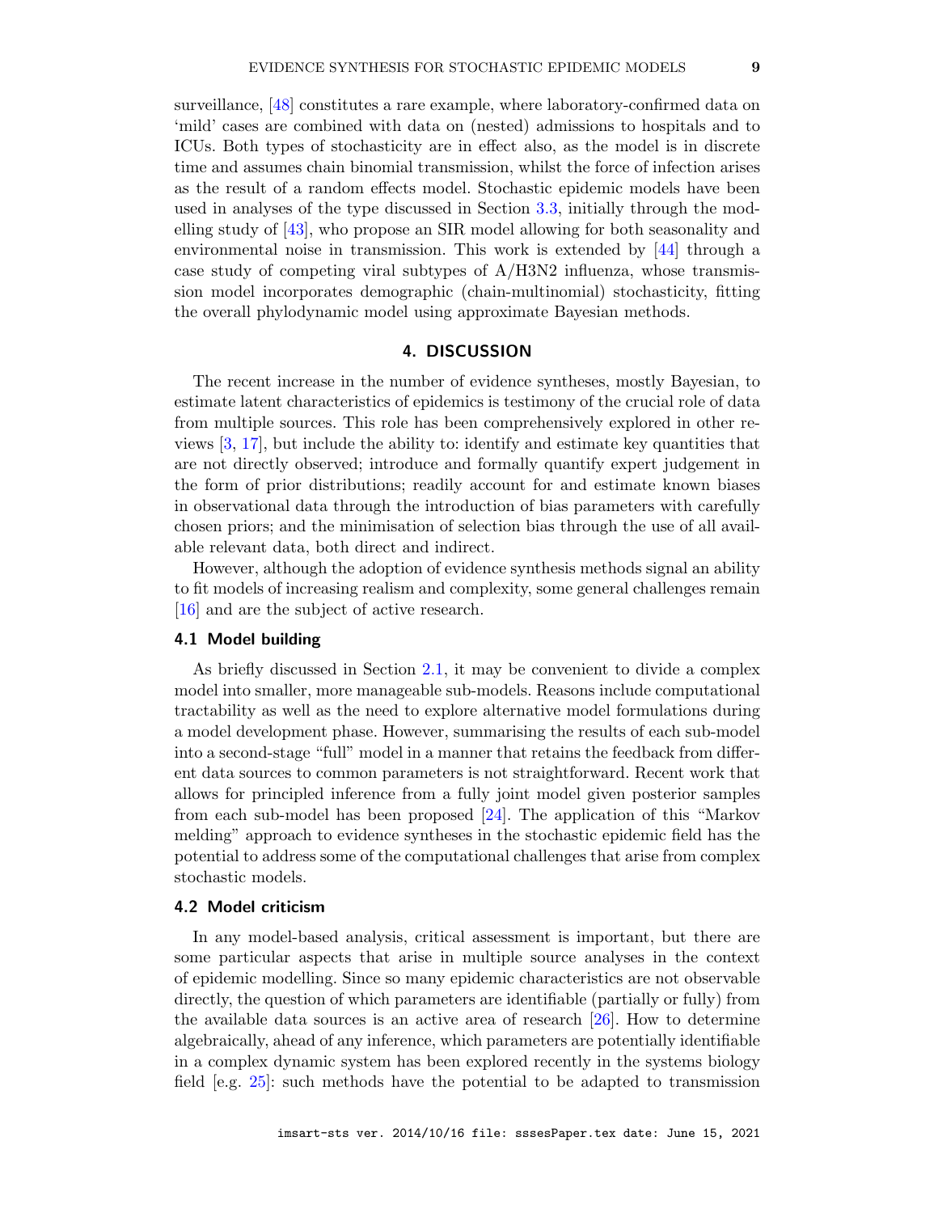surveillance, [48] constitutes a rare example, where laboratory-confirmed data on 'mild' cases are combined with data on (nested) admissions to hospitals and to ICUs. Both types of stochasticity are in effect also, as the model is in discrete time and assumes chain binomial transmission, whilst the force of infection arises as the result of a random effects model. Stochastic epidemic models have been used in analyses of the type discussed in Section 3.3, initially through the modelling study of [43], who propose an SIR model allowing for both seasonality and environmental noise in transmission. This work is extended by [44] through a case study of competing viral subtypes of A/H3N2 influenza, whose transmission model incorporates demographic (chain-multinomial) stochasticity, fitting the overall phylodynamic model using approximate Bayesian methods.

## 4. DISCUSSION

The recent increase in the number of evidence syntheses, mostly Bayesian, to estimate latent characteristics of epidemics is testimony of the crucial role of data from multiple sources. This role has been comprehensively explored in other reviews [3, 17], but include the ability to: identify and estimate key quantities that are not directly observed; introduce and formally quantify expert judgement in the form of prior distributions; readily account for and estimate known biases in observational data through the introduction of bias parameters with carefully chosen priors; and the minimisation of selection bias through the use of all available relevant data, both direct and indirect.

However, although the adoption of evidence synthesis methods signal an ability to fit models of increasing realism and complexity, some general challenges remain [16] and are the subject of active research.

### 4.1 Model building

As briefly discussed in Section 2.1, it may be convenient to divide a complex model into smaller, more manageable sub-models. Reasons include computational tractability as well as the need to explore alternative model formulations during a model development phase. However, summarising the results of each sub-model into a second-stage "full" model in a manner that retains the feedback from different data sources to common parameters is not straightforward. Recent work that allows for principled inference from a fully joint model given posterior samples from each sub-model has been proposed [24]. The application of this "Markov melding" approach to evidence syntheses in the stochastic epidemic field has the potential to address some of the computational challenges that arise from complex stochastic models.

### 4.2 Model criticism

In any model-based analysis, critical assessment is important, but there are some particular aspects that arise in multiple source analyses in the context of epidemic modelling. Since so many epidemic characteristics are not observable directly, the question of which parameters are identifiable (partially or fully) from the available data sources is an active area of research [26]. How to determine algebraically, ahead of any inference, which parameters are potentially identifiable in a complex dynamic system has been explored recently in the systems biology field [e.g. 25]: such methods have the potential to be adapted to transmission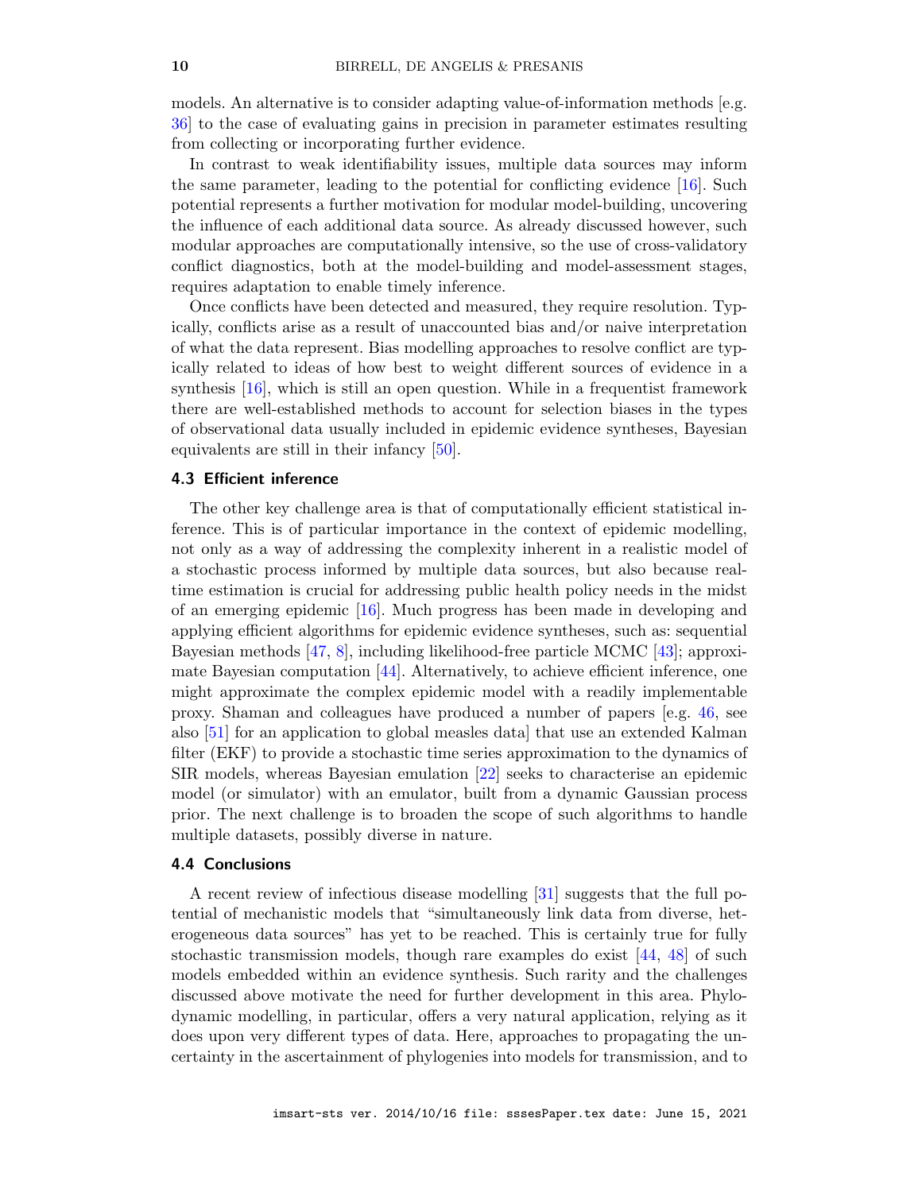models. An alternative is to consider adapting value-of-information methods [e.g. 36] to the case of evaluating gains in precision in parameter estimates resulting from collecting or incorporating further evidence.

In contrast to weak identifiability issues, multiple data sources may inform the same parameter, leading to the potential for conflicting evidence [16]. Such potential represents a further motivation for modular model-building, uncovering the influence of each additional data source. As already discussed however, such modular approaches are computationally intensive, so the use of cross-validatory conflict diagnostics, both at the model-building and model-assessment stages, requires adaptation to enable timely inference.

Once conflicts have been detected and measured, they require resolution. Typically, conflicts arise as a result of unaccounted bias and/or naive interpretation of what the data represent. Bias modelling approaches to resolve conflict are typically related to ideas of how best to weight different sources of evidence in a synthesis [16], which is still an open question. While in a frequentist framework there are well-established methods to account for selection biases in the types of observational data usually included in epidemic evidence syntheses, Bayesian equivalents are still in their infancy [50].

### 4.3 Efficient inference

The other key challenge area is that of computationally efficient statistical inference. This is of particular importance in the context of epidemic modelling, not only as a way of addressing the complexity inherent in a realistic model of a stochastic process informed by multiple data sources, but also because real-time estimation is crucial for addressing public health policy needs in the midst of an emerging epidemic [16]. Much progress has been made in developing and applying efficient algorithms for epidemic evidence syntheses, such as: sequential Bayesian methods [47, 8], including likelihood-free particle MCMC [43]; approximate Bayesian computation [44]. Alternatively, to achieve efficient inference, one might approximate the complex epidemic model with a readily implementable proxy. Shaman and colleagues have produced a number of papers [e.g. 46, see also [51] for an application to global measles data] that use an extended Kalman filter (EKF) to provide a stochastic time series approximation to the dynamics of SIR models, whereas Bayesian emulation [22] seeks to characterise an epidemic model (or simulator) with an emulator, built from a dynamic Gaussian process prior. The next challenge is to broaden the scope of such algorithms to handle multiple datasets, possibly diverse in nature.

### 4.4 Conclusions

A recent review of infectious disease modelling [31] suggests that the full potential of mechanistic models that "simultaneously link data from diverse, heterogeneous data sources" has yet to be reached. This is certainly true for fully stochastic transmission models, though rare examples do exist [44, 48] of such models embedded within an evidence synthesis. Such rarity and the challenges discussed above motivate the need for further development in this area. Phylodynamic modelling, in particular, offers a very natural application, relying as it does upon very different types of data. Here, approaches to propagating the uncertainty in the ascertainment of phylogenies into models for transmission, and to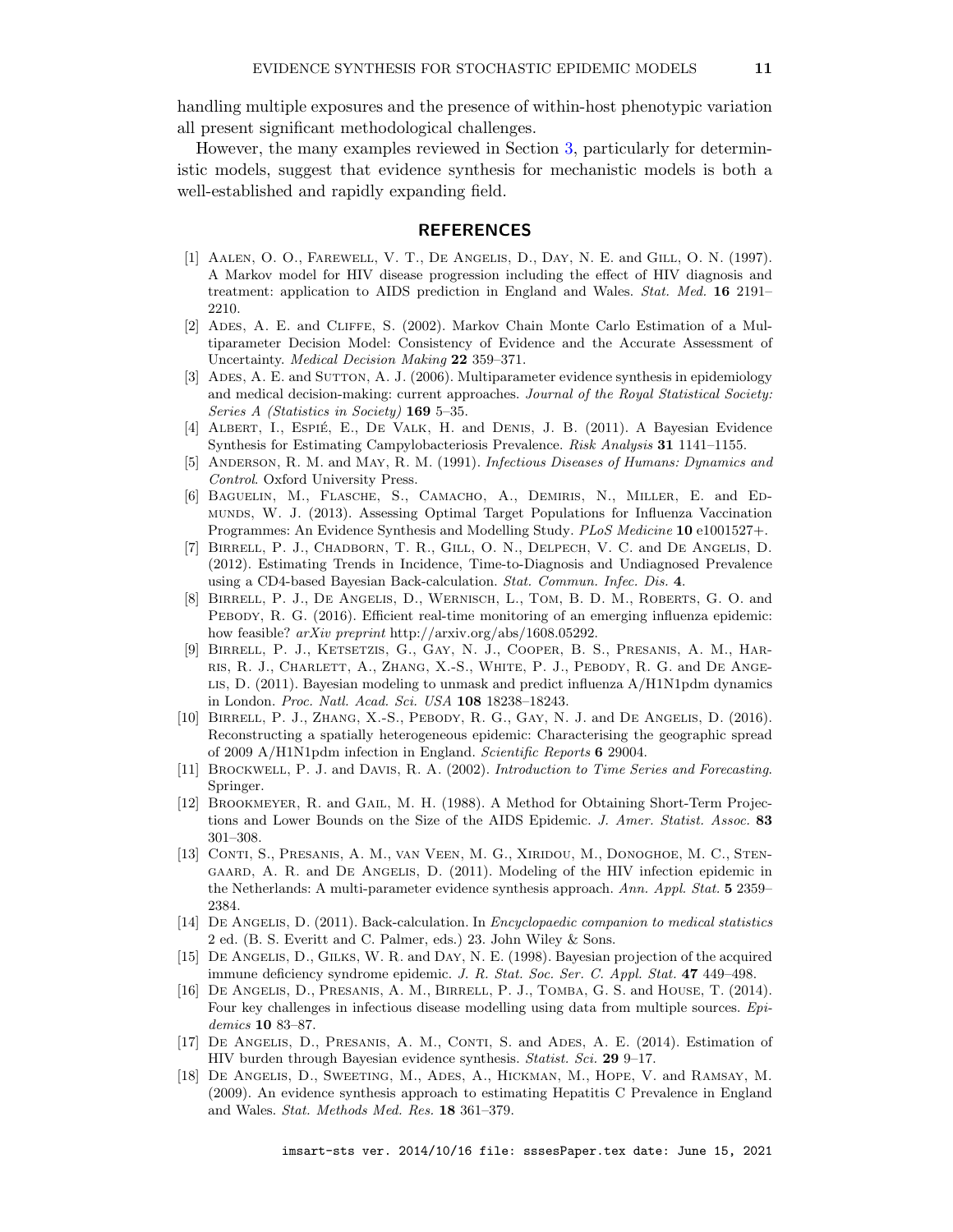handling multiple exposures and the presence of within-host phenotypic variation all present significant methodological challenges.

However, the many examples reviewed in Section 3, particularly for deterministic models, suggest that evidence synthesis for mechanistic models is both a well-established and rapidly expanding field.

## REFERENCES

[1] Aalen, O. O., Farewell, V. T., De Angelis, D., Day, N. E. and Gill, O. N. (1997). A Markov model for HIV disease progression including the effect of HIV diagnosis and treatment: application to AIDS prediction in England and Wales. *Stat. Med.* **16** 2191–2210.

[2] Ades, A. E. and Cliffe, S. (2002). Markov Chain Monte Carlo Estimation of a Multiparameter Decision Model: Consistency of Evidence and the Accurate Assessment of Uncertainty. *Medical Decision Making* **22** 359–371.

[3] Ades, A. E. and Sutton, A. J. (2006). Multiparameter evidence synthesis in epidemiology and medical decision-making: current approaches. *Journal of the Royal Statistical Society: Series A (Statistics in Society)* **169** 5–35.

[4] Albert, I., Espié, E., De Valk, H. and Denis, J. B. (2011). A Bayesian Evidence Synthesis for Estimating Campylobacteriosis Prevalence. *Risk Analysis* **31** 1141–1155.

[5] Anderson, R. M. and May, R. M. (1991). *Infectious Diseases of Humans: Dynamics and Control*. Oxford University Press.

[6] Baguelin, M., Flasche, S., Camacho, A., Demiris, N., Miller, E. and Edmunds, W. J. (2013). Assessing Optimal Target Populations for Influenza Vaccination Programmes: An Evidence Synthesis and Modelling Study. *PLoS Medicine* **10** e1001527+.

[7] Birrell, P. J., Chadborn, T. R., Gill, O. N., Delpech, V. C. and De Angelis, D. (2012). Estimating Trends in Incidence, Time-to-Diagnosis and Undiagnosed Prevalence using a CD4-based Bayesian Back-calculation. *Stat. Commun. Infec. Dis.* **4**.

[8] Birrell, P. J., De Angelis, D., Wernisch, L., Tom, B. D. M., Roberts, G. O. and Pebody, R. G. (2016). Efficient real-time monitoring of an emerging influenza epidemic: how feasible? *arXiv preprint* http://arxiv.org/abs/1608.05292.

[9] Birrell, P. J., Ketsetzis, G., Gay, N. J., Cooper, B. S., Presanis, A. M., Harris, R. J., Charlett, A., Zhang, X.-S., White, P. J., Pebody, R. G. and De Angelis, D. (2011). Bayesian modeling to unmask and predict influenza A/H1N1pdm dynamics in London. *Proc. Natl. Acad. Sci. USA* **108** 18238–18243.

[10] Birrell, P. J., Zhang, X.-S., Pebody, R. G., Gay, N. J. and De Angelis, D. (2016). Reconstructing a spatially heterogeneous epidemic: Characterising the geographic spread of 2009 A/H1N1pdm infection in England. *Scientific Reports* **6** 29004.

[11] Brockwell, P. J. and Davis, R. A. (2002). *Introduction to Time Series and Forecasting*. Springer.

[12] Brookmeyer, R. and Gail, M. H. (1988). A Method for Obtaining Short-Term Projections and Lower Bounds on the Size of the AIDS Epidemic. *J. Amer. Statist. Assoc.* **83** 301–308.

[13] Conti, S., Presanis, A. M., van Veen, M. G., Xiridou, M., Donoghoe, M. C., Stengaard, A. R. and De Angelis, D. (2011). Modeling of the HIV infection epidemic in the Netherlands: A multi-parameter evidence synthesis approach. *Ann. Appl. Stat.* **5** 2359–2384.

[14] De Angelis, D. (2011). Back-calculation. In *Encyclopaedic companion to medical statistics* 2 ed. (B. S. Everitt and C. Palmer, eds.) 23. John Wiley & Sons.

[15] De Angelis, D., Gilks, W. R. and Day, N. E. (1998). Bayesian projection of the acquired immune deficiency syndrome epidemic. *J. R. Stat. Soc. Ser. C. Appl. Stat.* **47** 449–498.

[16] De Angelis, D., Presanis, A. M., Birrell, P. J., Tomba, G. S. and House, T. (2014). Four key challenges in infectious disease modelling using data from multiple sources. *Epidemics* **10** 83–87.

[17] De Angelis, D., Presanis, A. M., Conti, S. and Ades, A. E. (2014). Estimation of HIV burden through Bayesian evidence synthesis. *Statist. Sci.* **29** 9–17.

[18] De Angelis, D., Sweeting, M., Ades, A., Hickman, M., Hope, V. and Ramsay, M. (2009). An evidence synthesis approach to estimating Hepatitis C Prevalence in England and Wales. *Stat. Methods Med. Res.* **18** 361–379.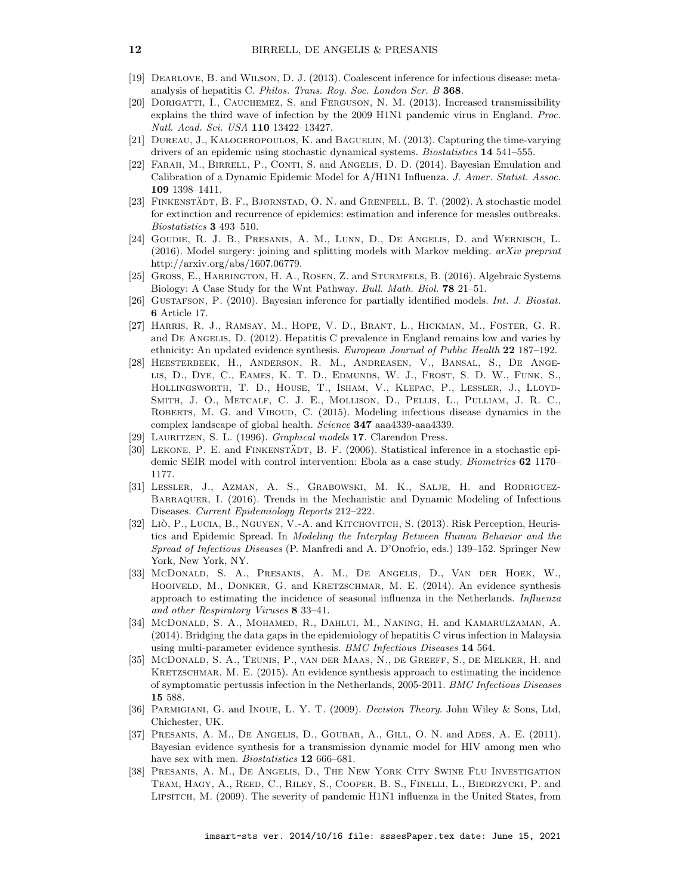[19] Dearlove, B. and Wilson, D. J. (2013). Coalescent inference for infectious disease: meta-analysis of hepatitis C. *Philos. Trans. Roy. Soc. London Ser. B* **368**.

[20] Dorigatti, I., Cauchemez, S. and Ferguson, N. M. (2013). Increased transmissibility explains the third wave of infection by the 2009 H1N1 pandemic virus in England. *Proc. Natl. Acad. Sci. USA* **110** 13422–13427.

[21] Dureau, J., Kalogeropoulos, K. and Baguelin, M. (2013). Capturing the time-varying drivers of an epidemic using stochastic dynamical systems. *Biostatistics* **14** 541–555.

[22] Farah, M., Birrell, P., Conti, S. and Angelis, D. D. (2014). Bayesian Emulation and Calibration of a Dynamic Epidemic Model for A/H1N1 Influenza. *J. Amer. Statist. Assoc.* **109** 1398–1411.

[23] Finkenstädt, B. F., Bjørnstad, O. N. and Grenfell, B. T. (2002). A stochastic model for extinction and recurrence of epidemics: estimation and inference for measles outbreaks. *Biostatistics* **3** 493–510.

[24] Goudie, R. J. B., Presanis, A. M., Lunn, D., De Angelis, D. and Wernisch, L. (2016). Model surgery: joining and splitting models with Markov melding. *arXiv preprint* http://arxiv.org/abs/1607.06779.

[25] Gross, E., Harrington, H. A., Rosen, Z. and Sturmfels, B. (2016). Algebraic Systems Biology: A Case Study for the Wnt Pathway. *Bull. Math. Biol.* **78** 21–51.

[26] Gustafson, P. (2010). Bayesian inference for partially identified models. *Int. J. Biostat.* **6** Article 17.

[27] Harris, R. J., Ramsay, M., Hope, V. D., Brant, L., Hickman, M., Foster, G. R. and De Angelis, D. (2012). Hepatitis C prevalence in England remains low and varies by ethnicity: An updated evidence synthesis. *European Journal of Public Health* **22** 187–192.

[28] Heesterbeek, H., Anderson, R. M., Andreasen, V., Bansal, S., De Angelis, D., Dye, C., Eames, K. T. D., Edmunds, W. J., Frost, S. D. W., Funk, S., Hollingsworth, T. D., House, T., Isham, V., Klepac, P., Lessler, J., Lloyd-Smith, J. O., Metcalf, C. J. E., Mollison, D., Pellis, L., Pulliam, J. R. C., Roberts, M. G. and Viboud, C. (2015). Modeling infectious disease dynamics in the complex landscape of global health. *Science* **347** aaa4339-aaa4339.

[29] Lauritzen, S. L. (1996). *Graphical models* **17**. Clarendon Press.

[30] Lekone, P. E. and Finkenstädt, B. F. (2006). Statistical inference in a stochastic epidemic SEIR model with control intervention: Ebola as a case study. *Biometrics* **62** 1170–1177.

[31] Lessler, J., Azman, A. S., Grabowski, M. K., Salje, H. and Rodriguez-Barraquer, I. (2016). Trends in the Mechanistic and Dynamic Modeling of Infectious Diseases. *Current Epidemiology Reports* 212–222.

[32] Liò, P., Lucia, B., Nguyen, V.-A. and Kitchovitch, S. (2013). Risk Perception, Heuristics and Epidemic Spread. In *Modeling the Interplay Between Human Behavior and the Spread of Infectious Diseases* (P. Manfredi and A. D'Onofrio, eds.) 139–152. Springer New York, New York, NY.

[33] McDonald, S. A., Presanis, A. M., De Angelis, D., Van der Hoek, W., Hooiveld, M., Donker, G. and Kretzschmar, M. E. (2014). An evidence synthesis approach to estimating the incidence of seasonal influenza in the Netherlands. *Influenza and other Respiratory Viruses* **8** 33–41.

[34] McDonald, S. A., Mohamed, R., Dahlui, M., Naning, H. and Kamarulzaman, A. (2014). Bridging the data gaps in the epidemiology of hepatitis C virus infection in Malaysia using multi-parameter evidence synthesis. *BMC Infectious Diseases* **14** 564.

[35] McDonald, S. A., Teunis, P., van der Maas, N., de Greeff, S., de Melker, H. and Kretzschmar, M. E. (2015). An evidence synthesis approach to estimating the incidence of symptomatic pertussis infection in the Netherlands, 2005-2011. *BMC Infectious Diseases* **15** 588.

[36] Parmigiani, G. and Inoue, L. Y. T. (2009). *Decision Theory*. John Wiley & Sons, Ltd, Chichester, UK.

[37] Presanis, A. M., De Angelis, D., Goubar, A., Gill, O. N. and Ades, A. E. (2011). Bayesian evidence synthesis for a transmission dynamic model for HIV among men who have sex with men. *Biostatistics* **12** 666–681.

[38] Presanis, A. M., De Angelis, D., The New York City Swine Flu Investigation Team, Hagy, A., Reed, C., Riley, S., Cooper, B. S., Finelli, L., Biedrzycki, P. and Lipsitch, M. (2009). The severity of pandemic H1N1 influenza in the United States, from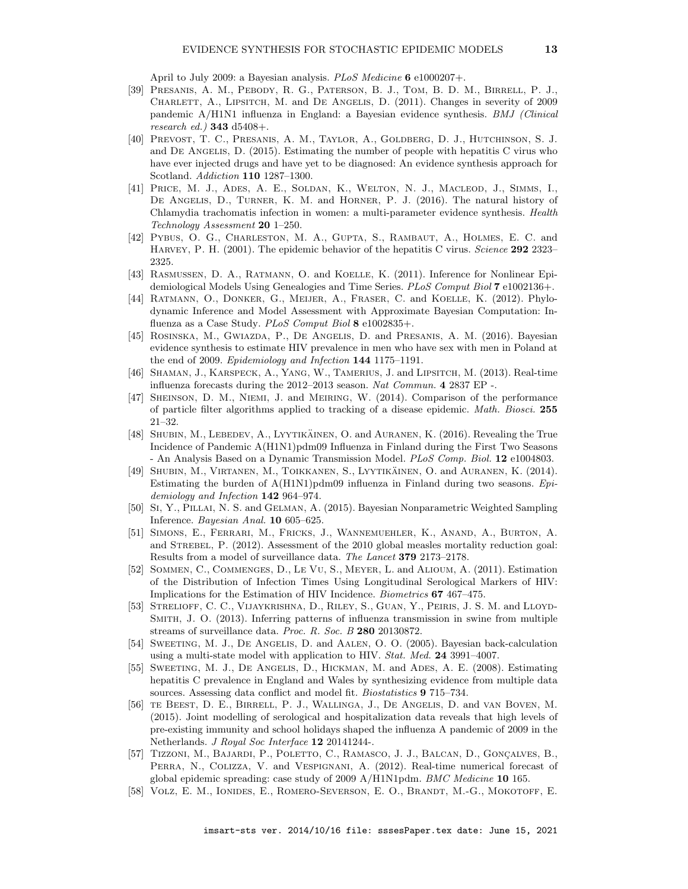April to July 2009: a Bayesian analysis. *PLoS Medicine* **6** e1000207+.

[39] Presanis, A. M., Pebody, R. G., Paterson, B. J., Tom, B. D. M., Birrell, P. J., Charlett, A., Lipsitch, M. and De Angelis, D. (2011). Changes in severity of 2009 pandemic A/H1N1 influenza in England: a Bayesian evidence synthesis. *BMJ (Clinical research ed.)* **343** d5408+.

[40] Prevost, T. C., Presanis, A. M., Taylor, A., Goldberg, D. J., Hutchinson, S. J. and De Angelis, D. (2015). Estimating the number of people with hepatitis C virus who have ever injected drugs and have yet to be diagnosed: An evidence synthesis approach for Scotland. *Addiction* **110** 1287–1300.

[41] Price, M. J., Ades, A. E., Soldan, K., Welton, N. J., Macleod, J., Simms, I., De Angelis, D., Turner, K. M. and Horner, P. J. (2016). The natural history of Chlamydia trachomatis infection in women: a multi-parameter evidence synthesis. *Health Technology Assessment* **20** 1–250.

[42] Pybus, O. G., Charleston, M. A., Gupta, S., Rambaut, A., Holmes, E. C. and Harvey, P. H. (2001). The epidemic behavior of the hepatitis C virus. *Science* **292** 2323–2325.

[43] Rasmussen, D. A., Ratmann, O. and Koelle, K. (2011). Inference for Nonlinear Epidemiological Models Using Genealogies and Time Series. *PLoS Comput Biol* **7** e1002136+.

[44] Ratmann, O., Donker, G., Meijer, A., Fraser, C. and Koelle, K. (2012). Phylodynamic Inference and Model Assessment with Approximate Bayesian Computation: Influenza as a Case Study. *PLoS Comput Biol* **8** e1002835+.

[45] Rosinska, M., Gwiazda, P., De Angelis, D. and Presanis, A. M. (2016). Bayesian evidence synthesis to estimate HIV prevalence in men who have sex with men in Poland at the end of 2009. *Epidemiology and Infection* **144** 1175–1191.

[46] Shaman, J., Karspeck, A., Yang, W., Tamerius, J. and Lipsitch, M. (2013). Real-time influenza forecasts during the 2012–2013 season. *Nat Commun.* **4** 2837 EP -.

[47] Sheinson, D. M., Niemi, J. and Meiring, W. (2014). Comparison of the performance of particle filter algorithms applied to tracking of a disease epidemic. *Math. Biosci.* **255** 21–32.

[48] Shubin, M., Lebedev, A., Lyytikäinen, O. and Auranen, K. (2016). Revealing the True Incidence of Pandemic A(H1N1)pdm09 Influenza in Finland during the First Two Seasons - An Analysis Based on a Dynamic Transmission Model. *PLoS Comp. Biol.* **12** e1004803.

[49] Shubin, M., Virtanen, M., Toikkanen, S., Lyytikäinen, O. and Auranen, K. (2014). Estimating the burden of A(H1N1)pdm09 influenza in Finland during two seasons. *Epidemiology and Infection* **142** 964–974.

[50] Si, Y., Pillai, N. S. and Gelman, A. (2015). Bayesian Nonparametric Weighted Sampling Inference. *Bayesian Anal.* **10** 605–625.

[51] Simons, E., Ferrari, M., Fricks, J., Wannemuehler, K., Anand, A., Burton, A. and Strebel, P. (2012). Assessment of the 2010 global measles mortality reduction goal: Results from a model of surveillance data. *The Lancet* **379** 2173–2178.

[52] Sommen, C., Commenges, D., Le Vu, S., Meyer, L. and Alioum, A. (2011). Estimation of the Distribution of Infection Times Using Longitudinal Serological Markers of HIV: Implications for the Estimation of HIV Incidence. *Biometrics* **67** 467–475.

[53] Strelioff, C. C., Vijaykrishna, D., Riley, S., Guan, Y., Peiris, J. S. M. and Lloyd-Smith, J. O. (2013). Inferring patterns of influenza transmission in swine from multiple streams of surveillance data. *Proc. R. Soc. B* **280** 20130872.

[54] Sweeting, M. J., De Angelis, D. and Aalen, O. O. (2005). Bayesian back-calculation using a multi-state model with application to HIV. *Stat. Med.* **24** 3991–4007.

[55] Sweeting, M. J., De Angelis, D., Hickman, M. and Ades, A. E. (2008). Estimating hepatitis C prevalence in England and Wales by synthesizing evidence from multiple data sources. Assessing data conflict and model fit. *Biostatistics* **9** 715–734.

[56] te Beest, D. E., Birrell, P. J., Wallinga, J., De Angelis, D. and van Boven, M. (2015). Joint modelling of serological and hospitalization data reveals that high levels of pre-existing immunity and school holidays shaped the influenza A pandemic of 2009 in the Netherlands. *J Royal Soc Interface* **12** 20141244-.

[57] Tizzoni, M., Bajardi, P., Poletto, C., Ramasco, J. J., Balcan, D., Gonçalves, B., Perra, N., Colizza, V. and Vespignani, A. (2012). Real-time numerical forecast of global epidemic spreading: case study of 2009 A/H1N1pdm. *BMC Medicine* **10** 165.

[58] Volz, E. M., Ionides, E., Romero-Severson, E. O., Brandt, M.-G., Mokotoff, E.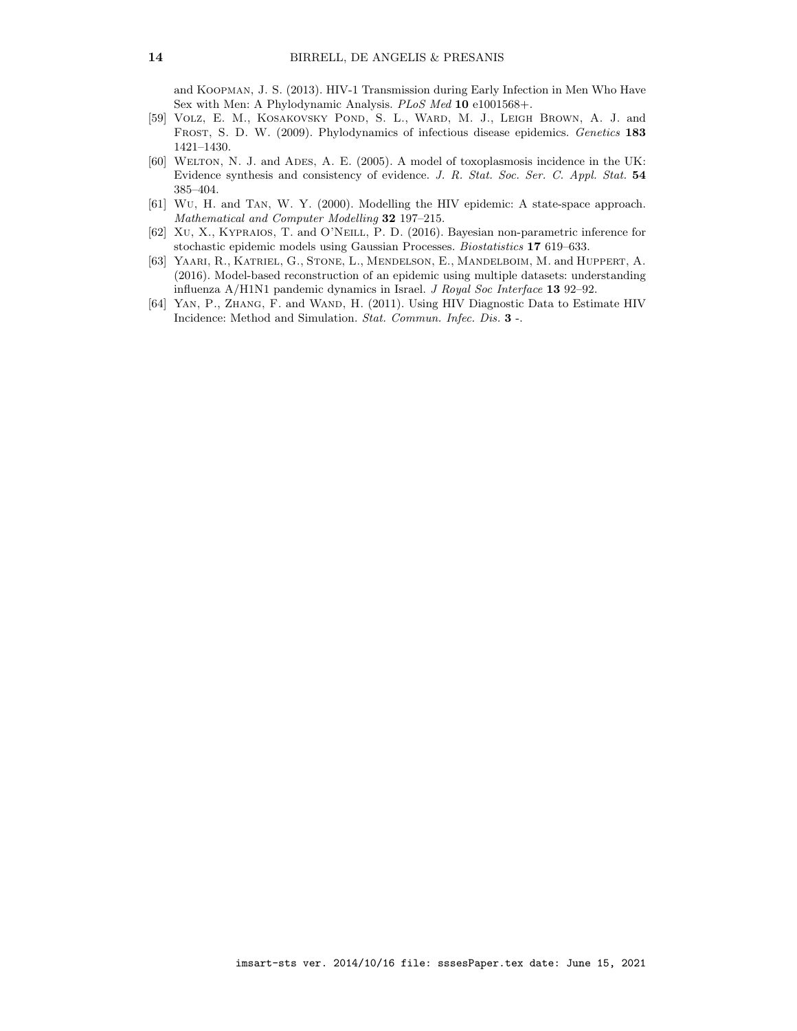and Koopman, J. S. (2013). HIV-1 Transmission during Early Infection in Men Who Have Sex with Men: A Phylodynamic Analysis. *PLoS Med* **10** e1001568+.

[59] Volz, E. M., Kosakovsky Pond, S. L., Ward, M. J., Leigh Brown, A. J. and Frost, S. D. W. (2009). Phylodynamics of infectious disease epidemics. *Genetics* **183** 1421–1430.

[60] Welton, N. J. and Ades, A. E. (2005). A model of toxoplasmosis incidence in the UK: Evidence synthesis and consistency of evidence. *J. R. Stat. Soc. Ser. C. Appl. Stat.* **54** 385–404.

[61] Wu, H. and Tan, W. Y. (2000). Modelling the HIV epidemic: A state-space approach. *Mathematical and Computer Modelling* **32** 197–215.

[62] Xu, X., Kypraios, T. and O'Neill, P. D. (2016). Bayesian non-parametric inference for stochastic epidemic models using Gaussian Processes. *Biostatistics* **17** 619–633.

[63] Yaari, R., Katriel, G., Stone, L., Mendelson, E., Mandelboim, M. and Huppert, A. (2016). Model-based reconstruction of an epidemic using multiple datasets: understanding influenza A/H1N1 pandemic dynamics in Israel. *J Royal Soc Interface* **13** 92–92.

[64] Yan, P., Zhang, F. and Wand, H. (2011). Using HIV Diagnostic Data to Estimate HIV Incidence: Method and Simulation. *Stat. Commun. Infec. Dis.* **3** -.